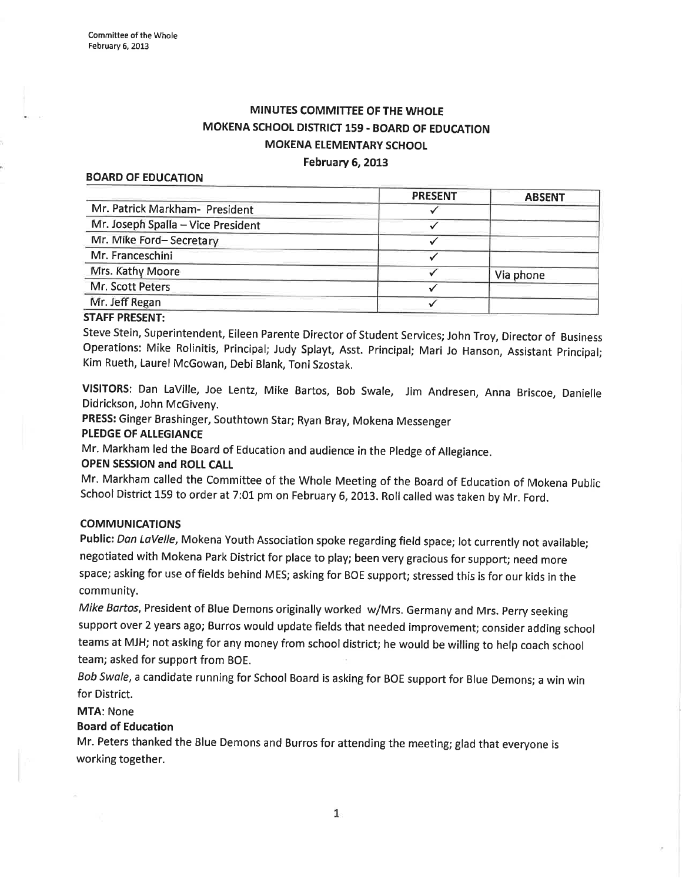# MINUTES COMMITTEE OF THE WHOLE
## MOKENA SCHOOL DISTRICT 159 - BOARD OF EDUCATION
## MOKENA ELEMENTARY SCHOOL
## February 6, 2013

**BOARD OF EDUCATION**

| | PRESENT | ABSENT |
|---|---|---|
| Mr. Patrick Markham- President | ✓ | |
| Mr. Joseph Spalla – Vice President | ✓ | |
| Mr. Mike Ford– Secretary | ✓ | |
| Mr. Franceschini | ✓ | |
| Mrs. Kathy Moore | ✓ | Via phone |
| Mr. Scott Peters | ✓ | |
| Mr. Jeff Regan | ✓ | |

**STAFF PRESENT:**

Steve Stein, Superintendent, Eileen Parente Director of Student Services; John Troy, Director of Business Operations: Mike Rolinitis, Principal; Judy Splayt, Asst. Principal; Mari Jo Hanson, Assistant Principal; Kim Rueth, Laurel McGowan, Debi Blank, Toni Szostak.

**VISITORS:** Dan LaVille, Joe Lentz, Mike Bartos, Bob Swale, Jim Andresen, Anna Briscoe, Danielle Didrickson, John McGiveny.

**PRESS:** Ginger Brashinger, Southtown Star; Ryan Bray, Mokena Messenger

**PLEDGE OF ALLEGIANCE**

Mr. Markham led the Board of Education and audience in the Pledge of Allegiance.

**OPEN SESSION and ROLL CALL**

Mr. Markham called the Committee of the Whole Meeting of the Board of Education of Mokena Public School District 159 to order at 7:01 pm on February 6, 2013. Roll called was taken by Mr. Ford.

**COMMUNICATIONS**

**Public:** *Dan LaVelle*, Mokena Youth Association spoke regarding field space; lot currently not available; negotiated with Mokena Park District for place to play; been very gracious for support; need more space; asking for use of fields behind MES; asking for BOE support; stressed this is for our kids in the community.

*Mike Bartos*, President of Blue Demons originally worked w/Mrs. Germany and Mrs. Perry seeking support over 2 years ago; Burros would update fields that needed improvement; consider adding school teams at MJH; not asking for any money from school district; he would be willing to help coach school team; asked for support from BOE.

*Bob Swale*, a candidate running for School Board is asking for BOE support for Blue Demons; a win win for District.

**MTA**: None

**Board of Education**

Mr. Peters thanked the Blue Demons and Burros for attending the meeting; glad that everyone is working together.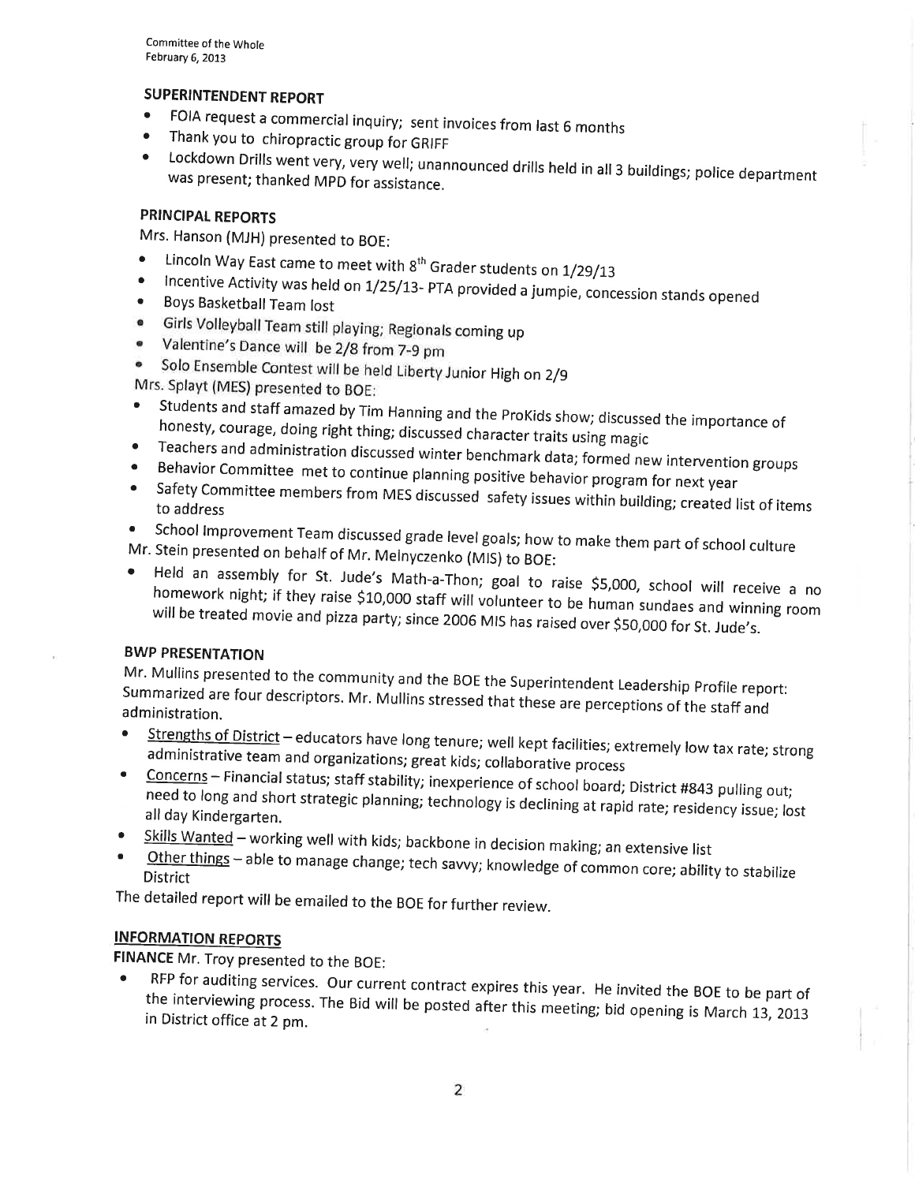## SUPERINTENDENT REPORT

- FOIA request a commercial inquiry; sent invoices from last 6 months
- Thank you to chiropractic group for GRIFF
- Lockdown Drills went very, very well; unannounced drills held in all 3 buildings; police department was present; thanked MPD for assistance.

## PRINCIPAL REPORTS

Mrs. Hanson (MJH) presented to BOE:

- Lincoln Way East came to meet with 8th Grader students on 1/29/13
- Incentive Activity was held on 1/25/13- PTA provided a jumpie, concession stands opened
- Boys Basketball Team lost
- Girls Volleyball Team still playing; Regionals coming up
- Valentine's Dance will be 2/8 from 7-9 pm
- Solo Ensemble Contest will be held Liberty Junior High on 2/9

Mrs. Splayt (MES) presented to BOE:

- Students and staff amazed by Tim Hanning and the ProKids show; discussed the importance of honesty, courage, doing right thing; discussed character traits using magic
- Teachers and administration discussed winter benchmark data; formed new intervention groups
- Behavior Committee met to continue planning positive behavior program for next year
- Safety Committee members from MES discussed safety issues within building; created list of items to address
- School Improvement Team discussed grade level goals; how to make them part of school culture

Mr. Stein presented on behalf of Mr. Melnyczenko (MIS) to BOE:

- Held an assembly for St. Jude's Math-a-Thon; goal to raise $5,000, school will receive a no homework night; if they raise $10,000 staff will volunteer to be human sundaes and winning room will be treated movie and pizza party; since 2006 MIS has raised over $50,000 for St. Jude's.

## BWP PRESENTATION

Mr. Mullins presented to the community and the BOE the Superintendent Leadership Profile report: Summarized are four descriptors. Mr. Mullins stressed that these are perceptions of the staff and administration.

- Strengths of District – educators have long tenure; well kept facilities; extremely low tax rate; strong administrative team and organizations; great kids; collaborative process
- Concerns – Financial status; staff stability; inexperience of school board; District #843 pulling out; need to long and short strategic planning; technology is declining at rapid rate; residency issue; lost all day Kindergarten.
- Skills Wanted – working well with kids; backbone in decision making; an extensive list
- Other things – able to manage change; tech savvy; knowledge of common core; ability to stabilize District

The detailed report will be emailed to the BOE for further review.

## INFORMATION REPORTS

**FINANCE** Mr. Troy presented to the BOE:

- RFP for auditing services. Our current contract expires this year. He invited the BOE to be part of the interviewing process. The Bid will be posted after this meeting; bid opening is March 13, 2013 in District office at 2 pm.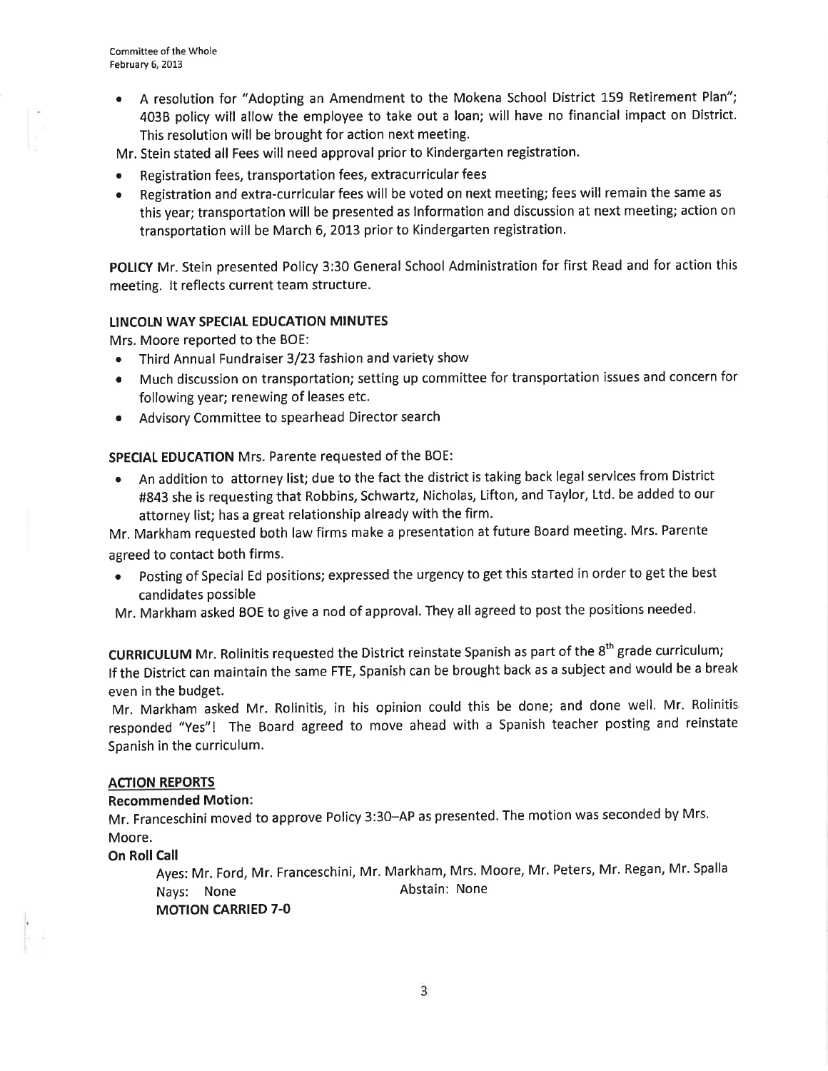- A resolution for "Adopting an Amendment to the Mokena School District 159 Retirement Plan"; 403B policy will allow the employee to take out a loan; will have no financial impact on District. This resolution will be brought for action next meeting.

Mr. Stein stated all Fees will need approval prior to Kindergarten registration.

- Registration fees, transportation fees, extracurricular fees
- Registration and extra-curricular fees will be voted on next meeting; fees will remain the same as this year; transportation will be presented as Information and discussion at next meeting; action on transportation will be March 6, 2013 prior to Kindergarten registration.

**POLICY** Mr. Stein presented Policy 3:30 General School Administration for first Read and for action this meeting. It reflects current team structure.

**LINCOLN WAY SPECIAL EDUCATION MINUTES**

Mrs. Moore reported to the BOE:

- Third Annual Fundraiser 3/23 fashion and variety show
- Much discussion on transportation; setting up committee for transportation issues and concern for following year; renewing of leases etc.
- Advisory Committee to spearhead Director search

**SPECIAL EDUCATION** Mrs. Parente requested of the BOE:

- An addition to attorney list; due to the fact the district is taking back legal services from District #843 she is requesting that Robbins, Schwartz, Nicholas, Lifton, and Taylor, Ltd. be added to our attorney list; has a great relationship already with the firm.

Mr. Markham requested both law firms make a presentation at future Board meeting. Mrs. Parente agreed to contact both firms.

- Posting of Special Ed positions; expressed the urgency to get this started in order to get the best candidates possible

Mr. Markham asked BOE to give a nod of approval. They all agreed to post the positions needed.

**CURRICULUM** Mr. Rolinitis requested the District reinstate Spanish as part of the 8th grade curriculum; If the District can maintain the same FTE, Spanish can be brought back as a subject and would be a break even in the budget.

Mr. Markham asked Mr. Rolinitis, in his opinion could this be done; and done well. Mr. Rolinitis responded "Yes"! The Board agreed to move ahead with a Spanish teacher posting and reinstate Spanish in the curriculum.

**ACTION REPORTS**

**Recommended Motion:**

Mr. Franceschini moved to approve Policy 3:30–AP as presented. The motion was seconded by Mrs. Moore.

**On Roll Call**

Ayes: Mr. Ford, Mr. Franceschini, Mr. Markham, Mrs. Moore, Mr. Peters, Mr. Regan, Mr. Spalla

Nays: None Abstain: None

**MOTION CARRIED 7-0**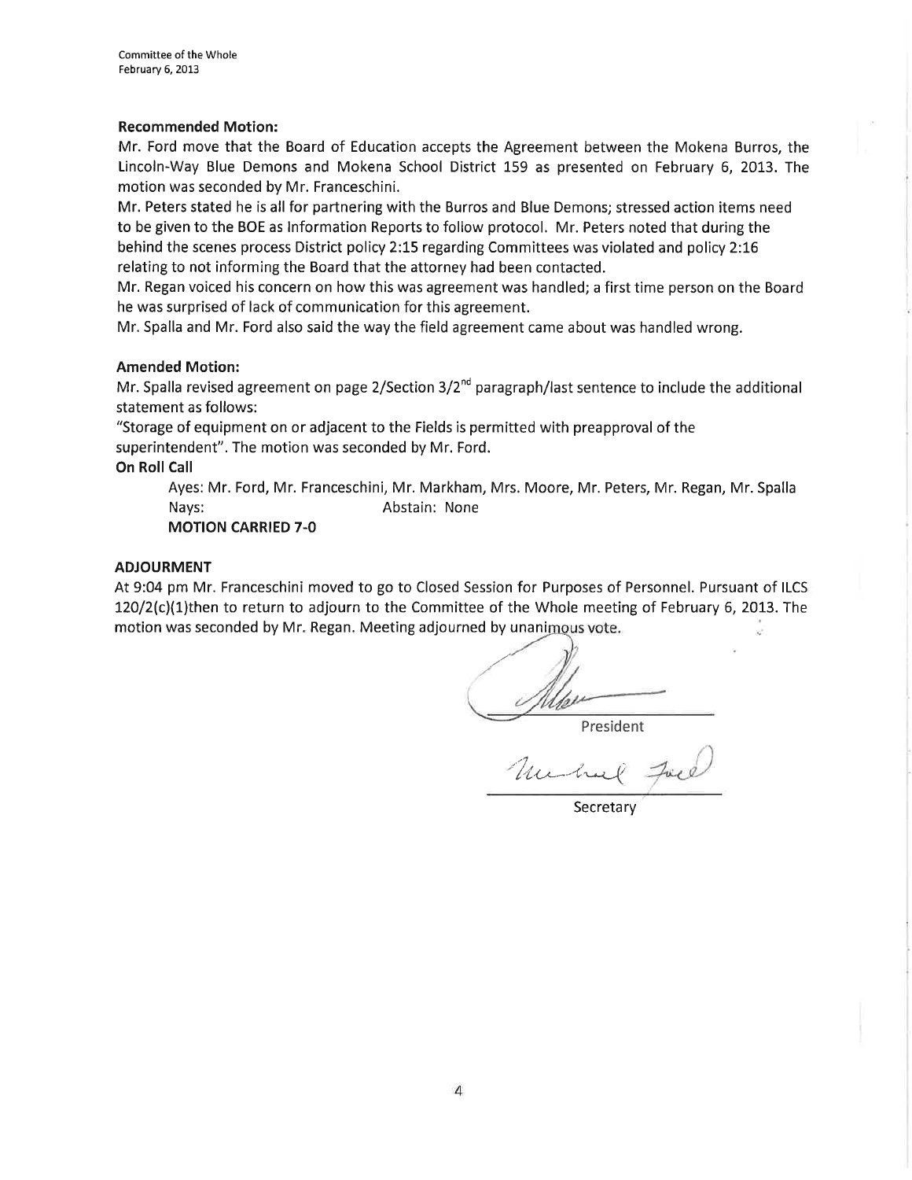**Recommended Motion:**
Mr. Ford move that the Board of Education accepts the Agreement between the Mokena Burros, the Lincoln-Way Blue Demons and Mokena School District 159 as presented on February 6, 2013. The motion was seconded by Mr. Franceschini.

Mr. Peters stated he is all for partnering with the Burros and Blue Demons; stressed action items need to be given to the BOE as Information Reports to follow protocol. Mr. Peters noted that during the behind the scenes process District policy 2:15 regarding Committees was violated and policy 2:16 relating to not informing the Board that the attorney had been contacted.

Mr. Regan voiced his concern on how this was agreement was handled; a first time person on the Board he was surprised of lack of communication for this agreement.

Mr. Spalla and Mr. Ford also said the way the field agreement came about was handled wrong.

**Amended Motion:**
Mr. Spalla revised agreement on page 2/Section 3/2nd paragraph/last sentence to include the additional statement as follows:

"Storage of equipment on or adjacent to the Fields is permitted with preapproval of the superintendent". The motion was seconded by Mr. Ford.

**On Roll Call**

Ayes: Mr. Ford, Mr. Franceschini, Mr. Markham, Mrs. Moore, Mr. Peters, Mr. Regan, Mr. Spalla
Nays: Abstain: None
**MOTION CARRIED 7-0**

**ADJOURMENT**
At 9:04 pm Mr. Franceschini moved to go to Closed Session for Purposes of Personnel. Pursuant of ILCS 120/2(c)(1)then to return to adjourn to the Committee of the Whole meeting of February 6, 2013. The motion was seconded by Mr. Regan. Meeting adjourned by unanimous vote.

President

Secretary